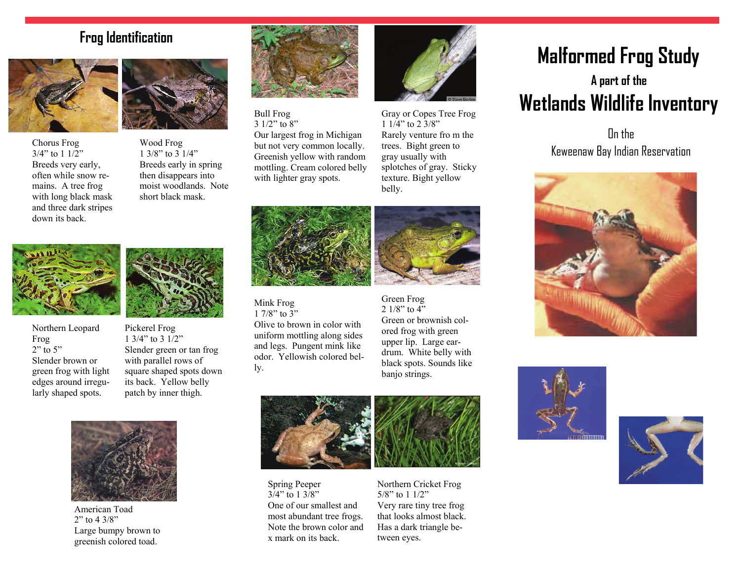## Frog Identification

Chorus Frog
3/4" to 1 1/2"
Breeds very early, often while snow remains. A tree frog with long black mask and three dark stripes down its back.

Wood Frog
1 3/8" to 3 1/4"
Breeds early in spring then disappears into moist woodlands. Note short black mask.

Northern Leopard Frog
2" to 5"
Slender brown or green frog with light edges around irregularly shaped spots.

Pickerel Frog
1 3/4" to 3 1/2"
Slender green or tan frog with parallel rows of square shaped spots down its back. Yellow belly patch by inner thigh.

American Toad
2" to 4 3/8"
Large bumpy brown to greenish colored toad.

Bull Frog
3 1/2" to 8"
Our largest frog in Michigan but not very common locally. Greenish yellow with random mottling. Cream colored belly with lighter gray spots.

Gray or Copes Tree Frog
1 1/4" to 2 3/8"
Rarely venture fro m the trees. Bight green to gray usually with splotches of gray. Sticky texture. Bight yellow belly.

Mink Frog
1 7/8" to 3"
Olive to brown in color with uniform mottling along sides and legs. Pungent mink like odor. Yellowish colored belly.

Green Frog
2 1/8" to 4"
Green or brownish colored frog with green upper lip. Large eardrum. White belly with black spots. Sounds like banjo strings.

Spring Peeper
3/4" to 1 3/8"
One of our smallest and most abundant tree frogs. Note the brown color and x mark on its back.

Northern Cricket Frog
5/8" to 1 1/2"
Very rare tiny tree frog that looks almost black. Has a dark triangle between eyes.

# Malformed Frog Study

### A part of the

## Wetlands Wildlife Inventory

On the
Keweenaw Bay Indian Reservation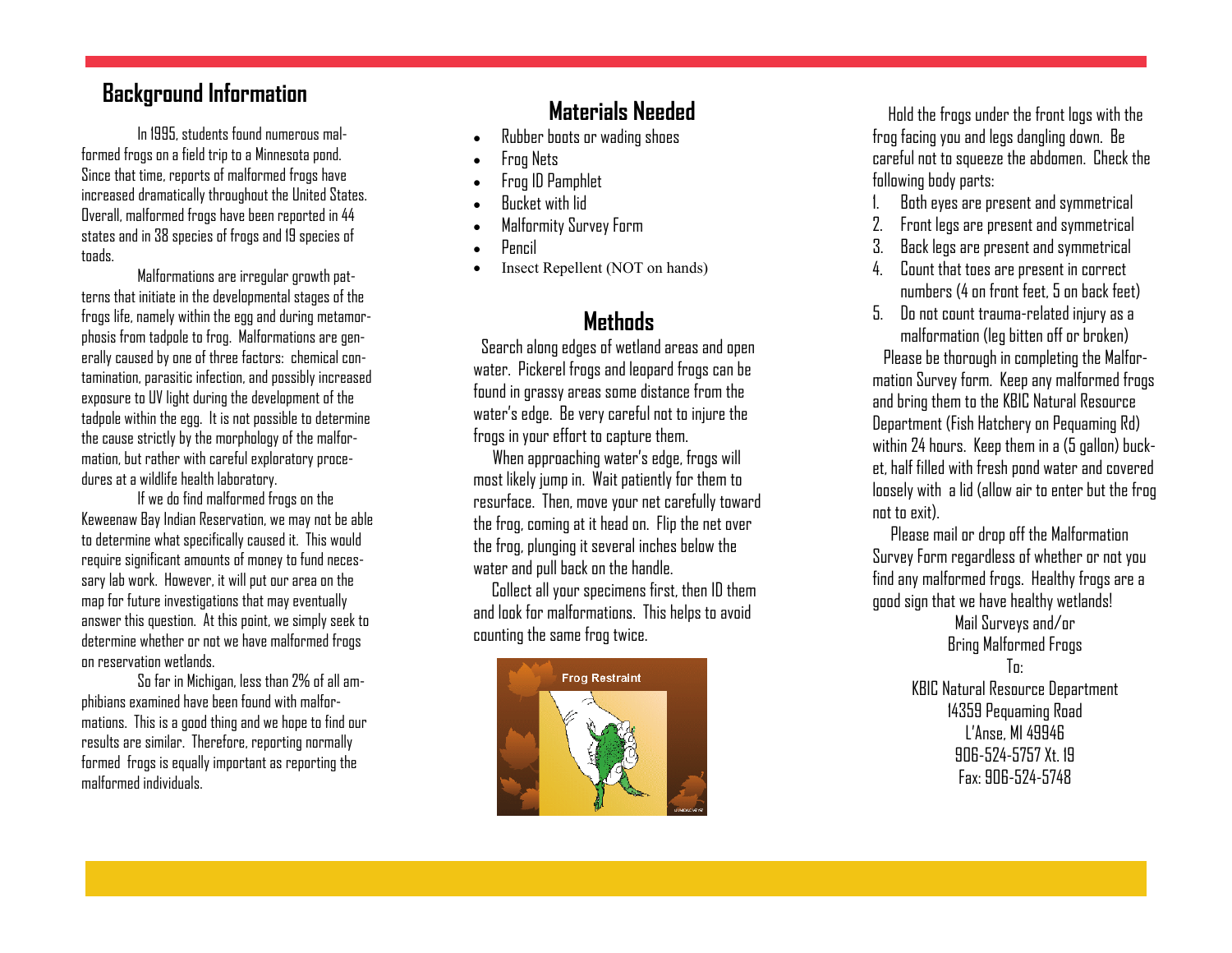## Background Information

In 1995, students found numerous malformed frogs on a field trip to a Minnesota pond. Since that time, reports of malformed frogs have increased dramatically throughout the United States. Overall, malformed frogs have been reported in 44 states and in 38 species of frogs and 19 species of toads.

Malformations are irregular growth patterns that initiate in the developmental stages of the frogs life, namely within the egg and during metamorphosis from tadpole to frog. Malformations are generally caused by one of three factors: chemical contamination, parasitic infection, and possibly increased exposure to UV light during the development of the tadpole within the egg. It is not possible to determine the cause strictly by the morphology of the malformation, but rather with careful exploratory procedures at a wildlife health laboratory.

If we do find malformed frogs on the Keweenaw Bay Indian Reservation, we may not be able to determine what specifically caused it. This would require significant amounts of money to fund necessary lab work. However, it will put our area on the map for future investigations that may eventually answer this question. At this point, we simply seek to determine whether or not we have malformed frogs on reservation wetlands.

So far in Michigan, less than 2% of all amphibians examined have been found with malformations. This is a good thing and we hope to find our results are similar. Therefore, reporting normally formed frogs is equally important as reporting the malformed individuals.

## Materials Needed

- Rubber boots or wading shoes
- Frog Nets
- Frog ID Pamphlet
- Bucket with lid
- Malformity Survey Form
- Pencil
- Insect Repellent (NOT on hands)

## Methods

Search along edges of wetland areas and open water. Pickerel frogs and leopard frogs can be found in grassy areas some distance from the water's edge. Be very careful not to injure the frogs in your effort to capture them.

When approaching water's edge, frogs will most likely jump in. Wait patiently for them to resurface. Then, move your net carefully toward the frog, coming at it head on. Flip the net over the frog, plunging it several inches below the water and pull back on the handle.

Collect all your specimens first, then ID them and look for malformations. This helps to avoid counting the same frog twice.

Frog Restraint

Hold the frogs under the front legs with the frog facing you and legs dangling down. Be careful not to squeeze the abdomen. Check the following body parts:

1. Both eyes are present and symmetrical
2. Front legs are present and symmetrical
3. Back legs are present and symmetrical
4. Count that toes are present in correct numbers (4 on front feet, 5 on back feet)
5. Do not count trauma-related injury as a malformation (leg bitten off or broken)

Please be thorough in completing the Malformation Survey form. Keep any malformed frogs and bring them to the KBIC Natural Resource Department (Fish Hatchery on Pequaming Rd) within 24 hours. Keep them in a (5 gallon) bucket, half filled with fresh pond water and covered loosely with a lid (allow air to enter but the frog not to exit).

Please mail or drop off the Malformation Survey Form regardless of whether or not you find any malformed frogs. Healthy frogs are a good sign that we have healthy wetlands!

Mail Surveys and/or
Bring Malformed Frogs
To:
KBIC Natural Resource Department
14359 Pequaming Road
L'Anse, MI 49946
906-524-5757 Xt. 19
Fax: 906-524-5748